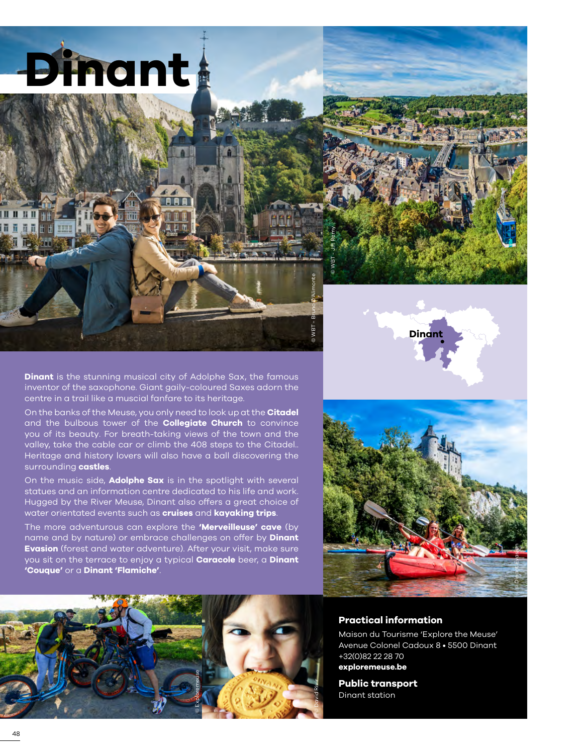# Dinant

**Dinant** is the stunning musical city of Adolphe Sax, the famous inventor of the saxophone. Giant gaily-coloured Saxes adorn the centre in a trail like a muscial fanfare to its heritage.

On the banks of the Meuse, you only need to look up at the **Citadel** and the bulbous tower of the **Collegiate Church** to convince you of its beauty. For breath-taking views of the town and the valley, take the cable car or climb the 408 steps to the Citadel.. Heritage and history lovers will also have a ball discovering the surrounding **castles**.

On the music side, **Adolphe Sax** is in the spotlight with several statues and an information centre dedicated to his life and work. Hugged by the River Meuse, Dinant also offers a great choice of water orientated events such as **cruises** and **kayaking trips**.

The more adventurous can explore the **'Merveilleuse' cave** (by name and by nature) or embrace challenges on offer by **Dinant Evasion** (forest and water adventure). After your visit, make sure you sit on the terrace to enjoy a typical **Caracole** beer, a **Dinant 'Couque'** or a **Dinant 'Flamiche'**.

© WBT - Bruno D'Alimonte

© WBT - JP Remy

© DinantEvasion

© Exploremeuse

© David Rivir

### Practical information

Maison du Tourisme 'Explore the Meuse'
Avenue Colonel Cadoux 8 • 5500 Dinant
+32(0)82 22 28 70
**exploremeuse.be**

### Public transport

Dinant station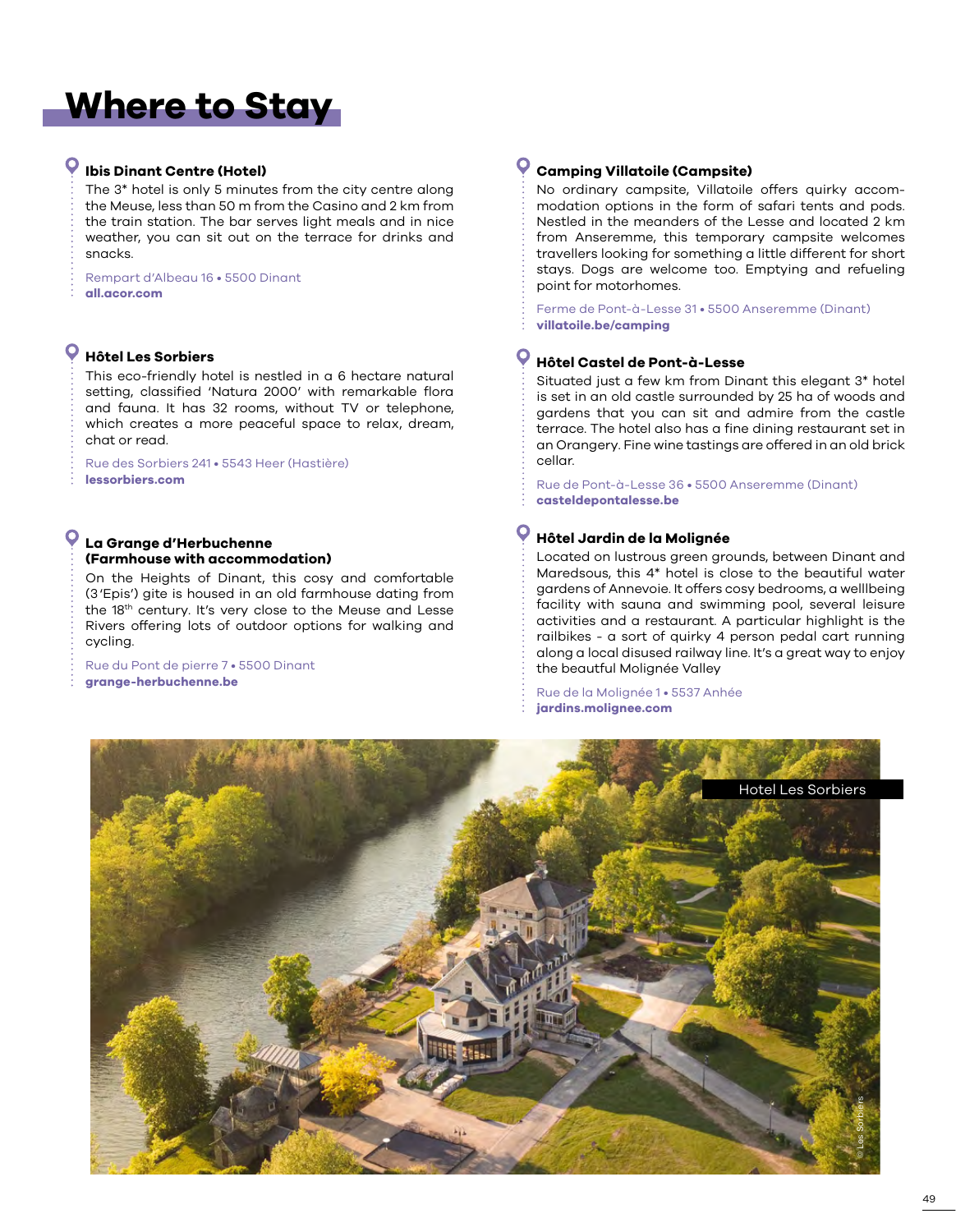# Where to Stay

### Ibis Dinant Centre (Hotel)

The 3* hotel is only 5 minutes from the city centre along the Meuse, less than 50 m from the Casino and 2 km from the train station. The bar serves light meals and in nice weather, you can sit out on the terrace for drinks and snacks.

Rempart d'Albeau 16 • 5500 Dinant
**all.acor.com**

### Hôtel Les Sorbiers

This eco-friendly hotel is nestled in a 6 hectare natural setting, classified 'Natura 2000' with remarkable flora and fauna. It has 32 rooms, without TV or telephone, which creates a more peaceful space to relax, dream, chat or read.

Rue des Sorbiers 241 • 5543 Heer (Hastière)
**lessorbiers.com**

### La Grange d'Herbuchenne (Farmhouse with accommodation)

On the Heights of Dinant, this cosy and comfortable (3 'Epis') gite is housed in an old farmhouse dating from the 18th century. It's very close to the Meuse and Lesse Rivers offering lots of outdoor options for walking and cycling.

Rue du Pont de pierre 7 • 5500 Dinant
**grange-herbuchenne.be**

### Camping Villatoile (Campsite)

No ordinary campsite, Villatoile offers quirky accommodation options in the form of safari tents and pods. Nestled in the meanders of the Lesse and located 2 km from Anseremme, this temporary campsite welcomes travellers looking for something a little different for short stays. Dogs are welcome too. Emptying and refueling point for motorhomes.

Ferme de Pont-à-Lesse 31 • 5500 Anseremme (Dinant)
**villatoile.be/camping**

### Hôtel Castel de Pont-à-Lesse

Situated just a few km from Dinant this elegant 3* hotel is set in an old castle surrounded by 25 ha of woods and gardens that you can sit and admire from the castle terrace. The hotel also has a fine dining restaurant set in an Orangery. Fine wine tastings are offered in an old brick cellar.

Rue de Pont-à-Lesse 36 • 5500 Anseremme (Dinant)
**casteldepontalesse.be**

### Hôtel Jardin de la Molignée

Located on lustrous green grounds, between Dinant and Maredsous, this 4* hotel is close to the beautiful water gardens of Annevoie. It offers cosy bedrooms, a welllbeing facility with sauna and swimming pool, several leisure activities and a restaurant. A particular highlight is the railbikes – a sort of quirky 4 person pedal cart running along a local disused railway line. It's a great way to enjoy the beautiful Molignée Valley

Rue de la Molignée 1 • 5537 Anhée
**jardins.molignee.com**

Hotel Les Sorbiers

© Les Sorbiers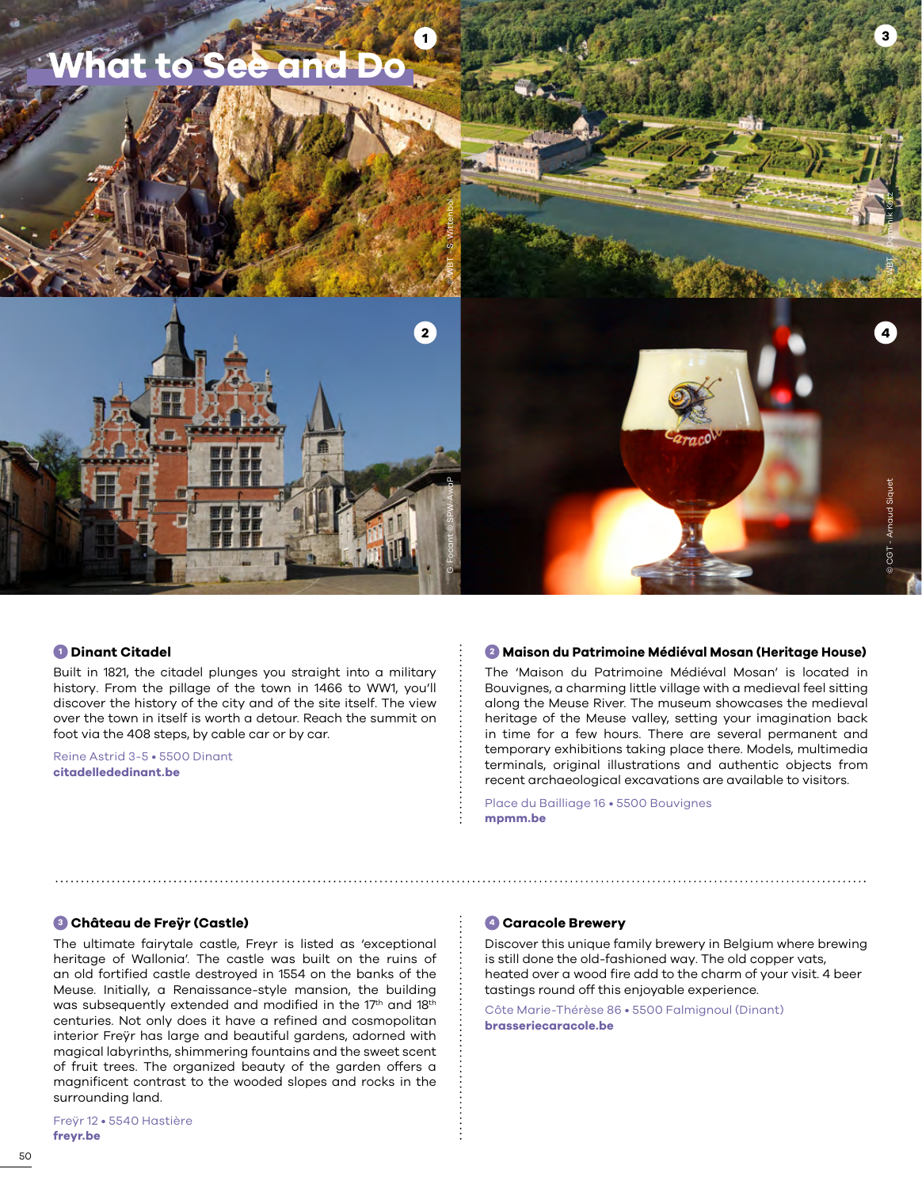# What to See and Do

### 1 Dinant Citadel

Built in 1821, the citadel plunges you straight into a military history. From the pillage of the town in 1466 to WW1, you'll discover the history of the city and of the site itself. The view over the town in itself is worth a detour. Reach the summit on foot via the 408 steps, by cable car or by car.

Reine Astrid 3-5 • 5500 Dinant
**citadellededinant.be**

### 2 Maison du Patrimoine Médiéval Mosan (Heritage House)

The 'Maison du Patrimoine Médiéval Mosan' is located in Bouvignes, a charming little village with a medieval feel sitting along the Meuse River. The museum showcases the medieval heritage of the Meuse valley, setting your imagination back in time for a few hours. There are several permanent and temporary exhibitions taking place there. Models, multimedia terminals, original illustrations and authentic objects from recent archaeological excavations are available to visitors.

Place du Bailliage 16 • 5500 Bouvignes
**mpmm.be**

### 3 Château de Freÿr (Castle)

The ultimate fairytale castle, Freyr is listed as 'exceptional heritage of Wallonia'. The castle was built on the ruins of an old fortified castle destroyed in 1554 on the banks of the Meuse. Initially, a Renaissance-style mansion, the building was subsequently extended and modified in the 17th and 18th centuries. Not only does it have a refined and cosmopolitan interior Freÿr has large and beautiful gardens, adorned with magical labyrinths, shimmering fountains and the sweet scent of fruit trees. The organized beauty of the garden offers a magnificent contrast to the wooded slopes and rocks in the surrounding land.

Freÿr 12 • 5540 Hastière
**freyr.be**

### 4 Caracole Brewery

Discover this unique family brewery in Belgium where brewing is still done the old-fashioned way. The old copper vats, heated over a wood fire add to the charm of your visit. 4 beer tastings round off this enjoyable experience.

Côte Marie-Thérèse 86 • 5500 Falmignoul (Dinant)
**brasseriecaracole.be**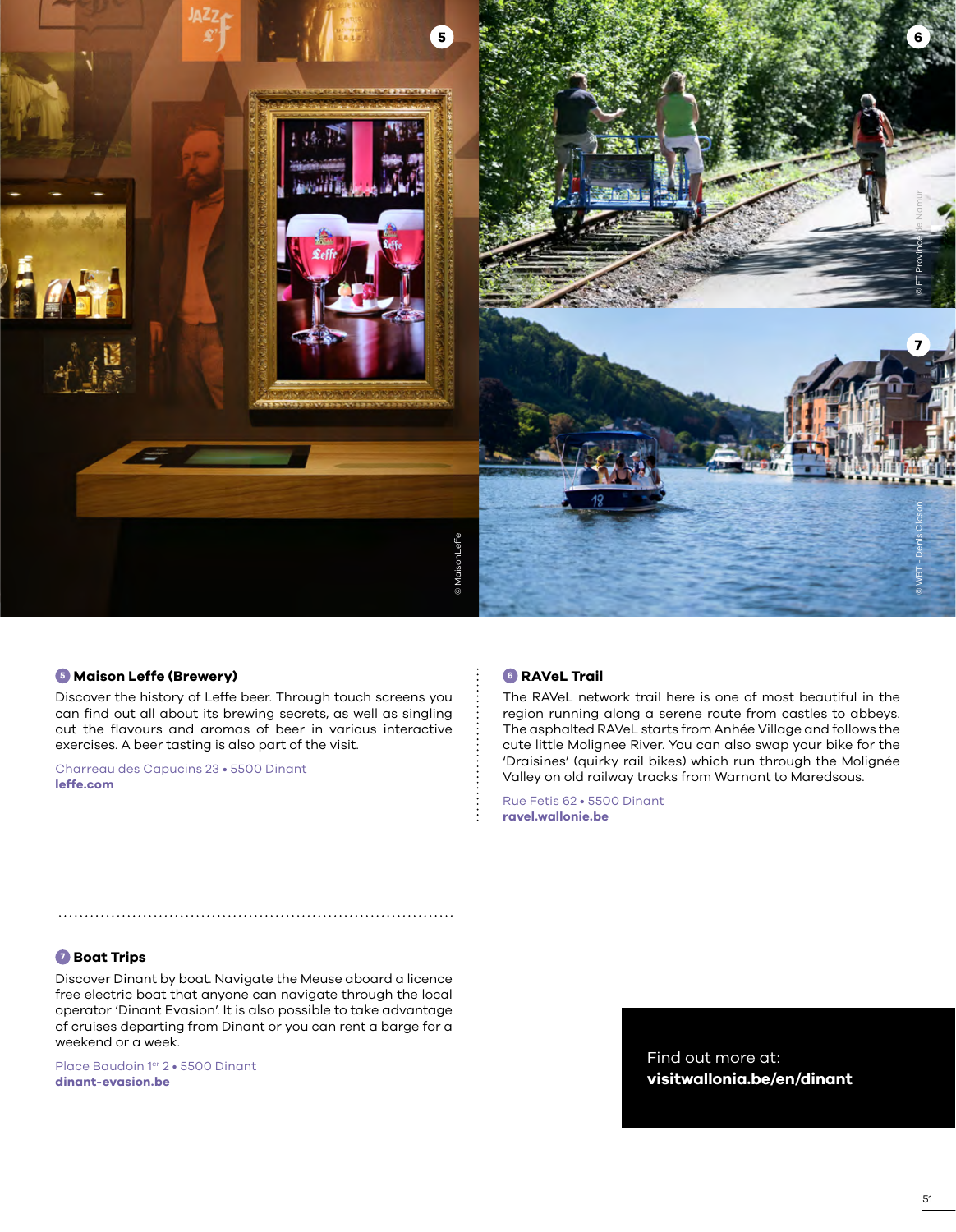### 5 Maison Leffe (Brewery)

Discover the history of Leffe beer. Through touch screens you can find out all about its brewing secrets, as well as singling out the flavours and aromas of beer in various interactive exercises. A beer tasting is also part of the visit.

Charreau des Capucins 23 • 5500 Dinant
**leffe.com**

### 6 RAVeL Trail

The RAVeL network trail here is one of most beautiful in the region running along a serene route from castles to abbeys. The asphalted RAVeL starts from Anhée Village and follows the cute little Molignee River. You can also swap your bike for the 'Draisines' (quirky rail bikes) which run through the Molignée Valley on old railway tracks from Warnant to Maredsous.

Rue Fetis 62 • 5500 Dinant
**ravel.wallonie.be**

### 7 Boat Trips

Discover Dinant by boat. Navigate the Meuse aboard a licence free electric boat that anyone can navigate through the local operator 'Dinant Evasion'. It is also possible to take advantage of cruises departing from Dinant or you can rent a barge for a weekend or a week.

Place Baudoin 1er 2 • 5500 Dinant
**dinant-evasion.be**

Find out more at:
**visitwallonia.be/en/dinant**